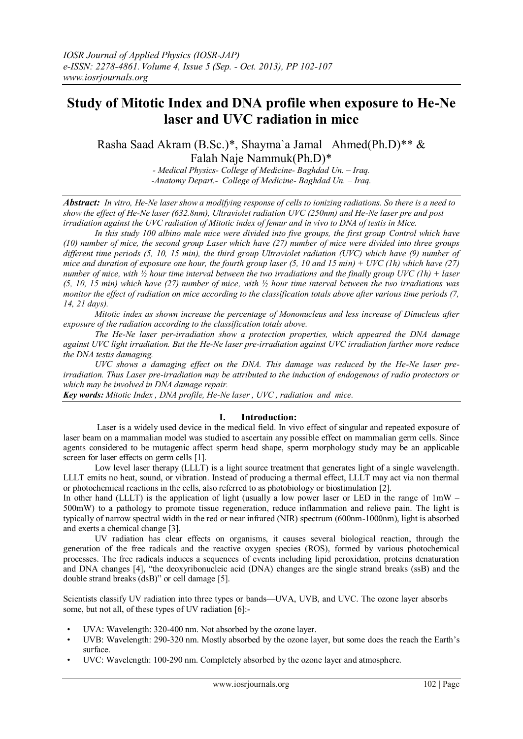# Study of Mitotic Index and DNA profile when exposure to He-Ne laser and UVC radiation in mice

Rasha Saad Akram (B.Sc.)*, Shayma`a Jamal Ahmed(Ph.D)** & Falah Naje Nammuk(Ph.D)*

*- Medical Physics- College of Medicine- Baghdad Un. – Iraq.*
*-Anatomy Depart.- College of Medicine- Baghdad Un. – Iraq.*

***Abstract:*** *In vitro, He-Ne laser show a modifying response of cells to ionizing radiations. So there is a need to show the effect of He-Ne laser (632.8nm), Ultraviolet radiation UVC (250nm) and He-Ne laser pre and post irradiation against the UVC radiation of Mitotic index of femur and in vivo to DNA of testis in Mice.*

*In this study 100 albino male mice were divided into five groups, the first group Control which have (10) number of mice, the second group Laser which have (27) number of mice were divided into three groups different time periods (5, 10, 15 min), the third group Ultraviolet radiation (UVC) which have (9) number of mice and duration of exposure one hour, the fourth group laser (5, 10 and 15 min) + UVC (1h) which have (27) number of mice, with ½ hour time interval between the two irradiations and the finally group UVC (1h) + laser (5, 10, 15 min) which have (27) number of mice, with ½ hour time interval between the two irradiations was monitor the effect of radiation on mice according to the classification totals above after various time periods (7, 14, 21 days).*

*Mitotic index as shown increase the percentage of Mononucleus and less increase of Dinucleus after exposure of the radiation according to the classification totals above.*

*The He-Ne laser per-irradiation show a protection properties, which appeared the DNA damage against UVC light irradiation. But the He-Ne laser pre-irradiation against UVC irradiation farther more reduce the DNA testis damaging.*

*UVC shows a damaging effect on the DNA. This damage was reduced by the He-Ne laser pre-irradiation. Thus Laser pre-irradiation may be attributed to the induction of endogenous of radio protectors or which may be involved in DNA damage repair.*

***Key words:*** *Mitotic Index , DNA profile, He-Ne laser , UVC , radiation and mice.*

## I. Introduction:

Laser is a widely used device in the medical field. In vivo effect of singular and repeated exposure of laser beam on a mammalian model was studied to ascertain any possible effect on mammalian germ cells. Since agents considered to be mutagenic affect sperm head shape, sperm morphology study may be an applicable screen for laser effects on germ cells [1].

Low level laser therapy (LLLT) is a light source treatment that generates light of a single wavelength. LLLT emits no heat, sound, or vibration. Instead of producing a thermal effect, LLLT may act via non thermal or photochemical reactions in the cells, also referred to as photobiology or biostimulation [2].

In other hand (LLLT) is the application of light (usually a low power laser or LED in the range of 1mW – 500mW) to a pathology to promote tissue regeneration, reduce inflammation and relieve pain. The light is typically of narrow spectral width in the red or near infrared (NIR) spectrum (600nm-1000nm), light is absorbed and exerts a chemical change [3].

UV radiation has clear effects on organisms, it causes several biological reaction, through the generation of the free radicals and the reactive oxygen species (ROS), formed by various photochemical processes. The free radicals induces a sequences of events including lipid peroxidation, proteins denaturation and DNA changes [4], "the deoxyribonucleic acid (DNA) changes are the single strand breaks (ssB) and the double strand breaks (dsB)" or cell damage [5].

Scientists classify UV radiation into three types or bands—UVA, UVB, and UVC. The ozone layer absorbs some, but not all, of these types of UV radiation [6]:-

- UVA: Wavelength: 320-400 nm. Not absorbed by the ozone layer.
- UVB: Wavelength: 290-320 nm. Mostly absorbed by the ozone layer, but some does the reach the Earth's surface.
- UVC: Wavelength: 100-290 nm. Completely absorbed by the ozone layer and atmosphere.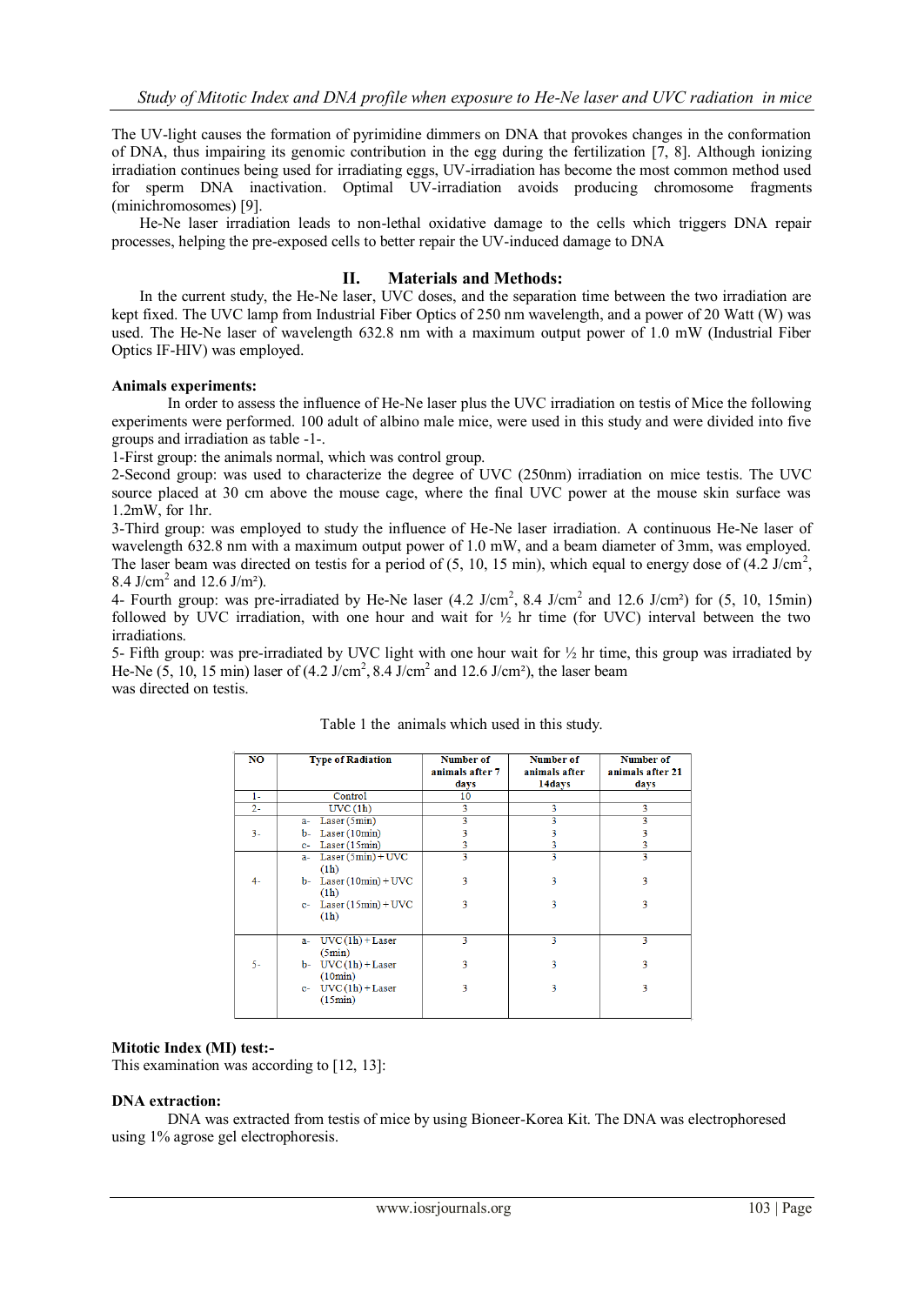The UV-light causes the formation of pyrimidine dimmers on DNA that provokes changes in the conformation of DNA, thus impairing its genomic contribution in the egg during the fertilization [7, 8]. Although ionizing irradiation continues being used for irradiating eggs, UV-irradiation has become the most common method used for sperm DNA inactivation. Optimal UV-irradiation avoids producing chromosome fragments (minichromosomes) [9].

He-Ne laser irradiation leads to non-lethal oxidative damage to the cells which triggers DNA repair processes, helping the pre-exposed cells to better repair the UV-induced damage to DNA

## II. Materials and Methods:

In the current study, the He-Ne laser, UVC doses, and the separation time between the two irradiation are kept fixed. The UVC lamp from Industrial Fiber Optics of 250 nm wavelength, and a power of 20 Watt (W) was used. The He-Ne laser of wavelength 632.8 nm with a maximum output power of 1.0 mW (Industrial Fiber Optics IF-HIV) was employed.

**Animals experiments:**

In order to assess the influence of He-Ne laser plus the UVC irradiation on testis of Mice the following experiments were performed. 100 adult of albino male mice, were used in this study and were divided into five groups and irradiation as table -1-.

1-First group: the animals normal, which was control group.

2-Second group: was used to characterize the degree of UVC (250nm) irradiation on mice testis. The UVC source placed at 30 cm above the mouse cage, where the final UVC power at the mouse skin surface was 1.2mW, for 1hr.

3-Third group: was employed to study the influence of He-Ne laser irradiation. A continuous He-Ne laser of wavelength 632.8 nm with a maximum output power of 1.0 mW, and a beam diameter of 3mm, was employed. The laser beam was directed on testis for a period of (5, 10, 15 min), which equal to energy dose of (4.2 J/cm$^2$, 8.4 J/cm$^2$ and 12.6 J/m²).

4- Fourth group: was pre-irradiated by He-Ne laser (4.2 J/cm$^2$, 8.4 J/cm$^2$ and 12.6 J/cm²) for (5, 10, 15min) followed by UVC irradiation, with one hour and wait for ½ hr time (for UVC) interval between the two irradiations.

5- Fifth group: was pre-irradiated by UVC light with one hour wait for ½ hr time, this group was irradiated by He-Ne (5, 10, 15 min) laser of (4.2 J/cm$^2$, 8.4 J/cm$^2$ and 12.6 J/cm²), the laser beam was directed on testis.

Table 1 the animals which used in this study.

| NO | Type of Radiation | Number of animals after 7 days | Number of animals after 14days | Number of animals after 21 days |
|---|---|---|---|---|
| 1- | Control | 10 | | |
| 2- | UVC (1h) | 3 | 3 | 3 |
| 3- | a- Laser (5min) | 3 | 3 | 3 |
| | b- Laser (10min) | 3 | 3 | 3 |
| | c- Laser (15min) | 3 | 3 | 3 |
| 4- | a- Laser (5min) + UVC (1h) | 3 | 3 | 3 |
| | b- Laser (10min) + UVC (1h) | 3 | 3 | 3 |
| | c- Laser (15min) + UVC (1h) | 3 | 3 | 3 |
| 5- | a- UVC (1h) + Laser (5min) | 3 | 3 | 3 |
| | b- UVC (1h) + Laser (10min) | 3 | 3 | 3 |
| | c- UVC (1h) + Laser (15min) | 3 | 3 | 3 |

**Mitotic Index (MI) test:-**

This examination was according to [12, 13]:

**DNA extraction:**

DNA was extracted from testis of mice by using Bioneer-Korea Kit. The DNA was electrophoresed using 1% agrose gel electrophoresis.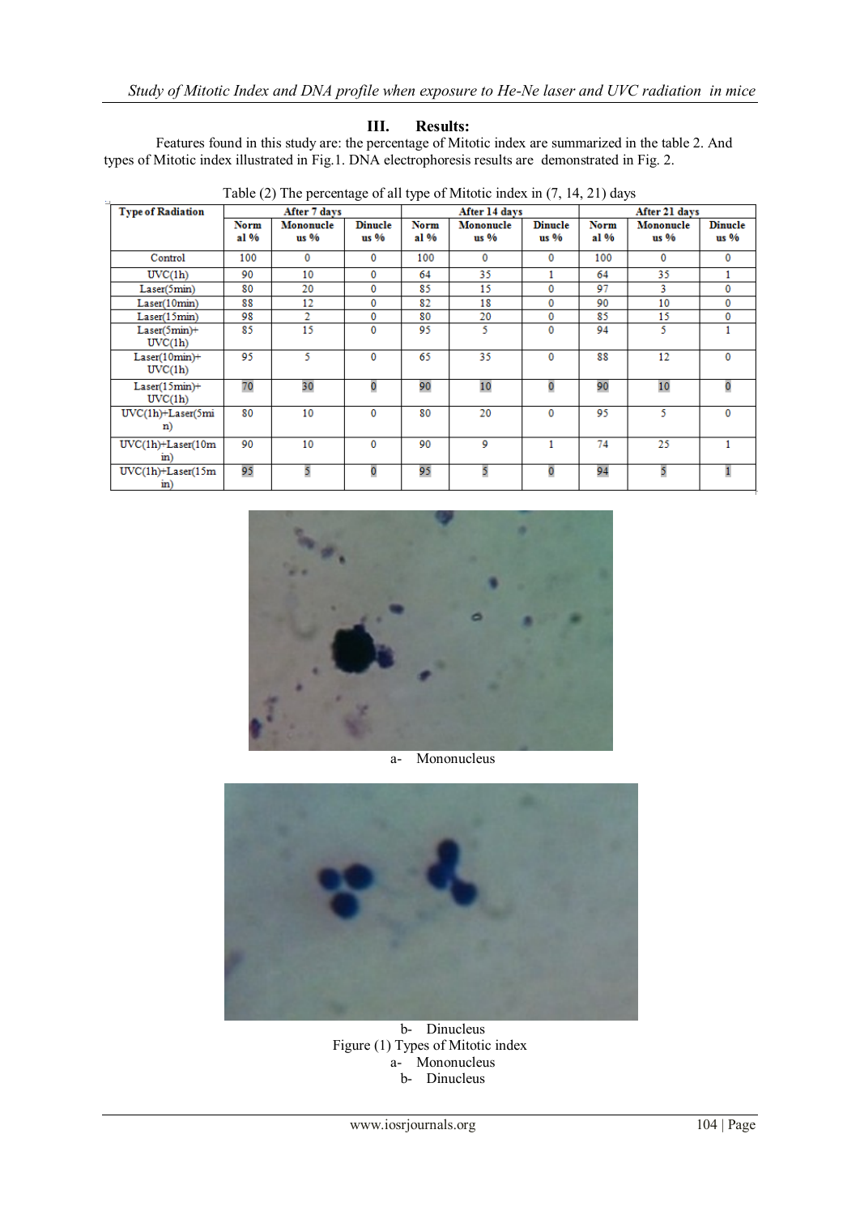## III. Results:

Features found in this study are: the percentage of Mitotic index are summarized in the table 2. And types of Mitotic index illustrated in Fig.1. DNA electrophoresis results are demonstrated in Fig. 2.

Table (2) The percentage of all type of Mitotic index in (7, 14, 21) days

| Type of Radiation | After 7 days | | | After 14 days | | | After 21 days | | |
|---|---|---|---|---|---|---|---|---|---|
| | Normal % | Mononucleus % | Dinucleus % | Normal % | Mononucleus % | Dinucleus % | Normal % | Mononucleus % | Dinucleus % |
| Control | 100 | 0 | 0 | 100 | 0 | 0 | 100 | 0 | 0 |
| UVC(1h) | 90 | 10 | 0 | 64 | 35 | 1 | 64 | 35 | 1 |
| Laser(5min) | 80 | 20 | 0 | 85 | 15 | 0 | 97 | 3 | 0 |
| Laser(10min) | 88 | 12 | 0 | 82 | 18 | 0 | 90 | 10 | 0 |
| Laser(15min) | 98 | 2 | 0 | 80 | 20 | 0 | 85 | 15 | 0 |
| Laser(5min)+ UVC(1h) | 85 | 15 | 0 | 95 | 5 | 0 | 94 | 5 | 1 |
| Laser(10min)+ UVC(1h) | 95 | 5 | 0 | 65 | 35 | 0 | 88 | 12 | 0 |
| Laser(15min)+ UVC(1h) | 70 | 30 | 0 | 90 | 10 | 0 | 90 | 10 | 0 |
| UVC(1h)+Laser(5min) | 80 | 10 | 0 | 80 | 20 | 0 | 95 | 5 | 0 |
| UVC(1h)+Laser(10min) | 90 | 10 | 0 | 90 | 9 | 1 | 74 | 25 | 1 |
| UVC(1h)+Laser(15min) | 95 | 5 | 0 | 95 | 5 | 0 | 94 | 5 | 1 |

a- Mononucleus

b- Dinucleus

Figure (1) Types of Mitotic index
a- Mononucleus
b- Dinucleus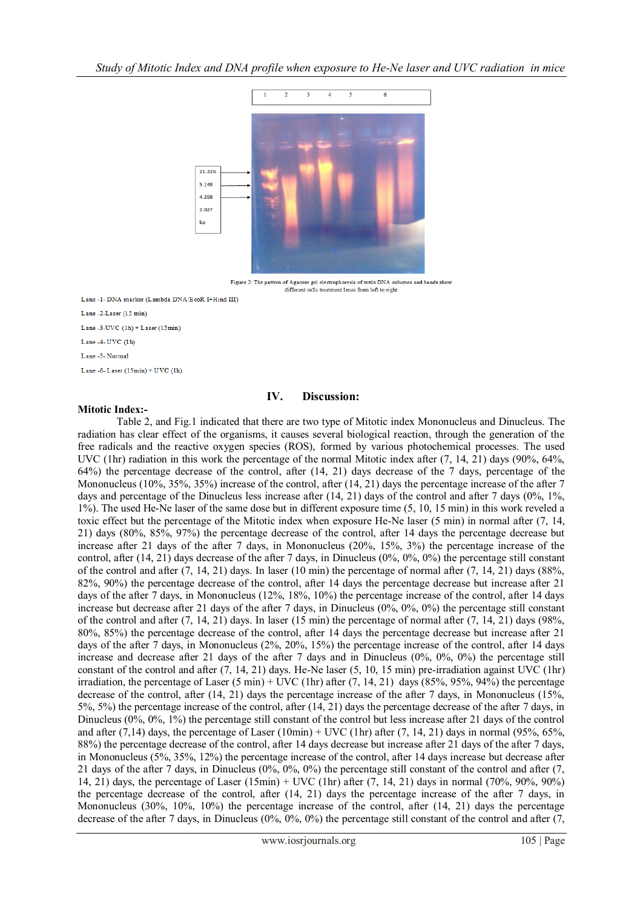Figure 2: The pattern of Agarose gel electrophoresis of testis DNA columns and bands show different cells treatment lanes from left to right

Lane -1- DNA marker (Lambda DNA/EcoR I+Hind III)

Lane -2-Laser (15 min)

Lane -3-UVC (1h) + Laser (15min)

Lane -4- UVC (1h)

Lane -5- Normal

Lane -6- Laser (15min) + UVC (1h).

## IV. Discussion:

### Mitotic Index:-

Table 2, and Fig.1 indicated that there are two type of Mitotic index Mononucleus and Dinucleus. The radiation has clear effect of the organisms, it causes several biological reaction, through the generation of the free radicals and the reactive oxygen species (ROS), formed by various photochemical processes. The used UVC (1hr) radiation in this work the percentage of the normal Mitotic index after (7, 14, 21) days (90%, 64%, 64%) the percentage decrease of the control, after (14, 21) days decrease of the 7 days, percentage of the Mononucleus (10%, 35%, 35%) increase of the control, after (14, 21) days the percentage increase of the after 7 days and percentage of the Dinucleus less increase after (14, 21) days of the control and after 7 days (0%, 1%, 1%). The used He-Ne laser of the same dose but in different exposure time (5, 10, 15 min) in this work reveled a toxic effect but the percentage of the Mitotic index when exposure He-Ne laser (5 min) in normal after (7, 14, 21) days (80%, 85%, 97%) the percentage decrease of the control, after 14 days the percentage decrease but increase after 21 days of the after 7 days, in Mononucleus (20%, 15%, 3%) the percentage increase of the control, after (14, 21) days decrease of the after 7 days, in Dinucleus (0%, 0%, 0%) the percentage still constant of the control and after (7, 14, 21) days. In laser (10 min) the percentage of normal after (7, 14, 21) days (88%, 82%, 90%) the percentage decrease of the control, after 14 days the percentage decrease but increase after 21 days of the after 7 days, in Mononucleus (12%, 18%, 10%) the percentage increase of the control, after 14 days increase but decrease after 21 days of the after 7 days, in Dinucleus (0%, 0%, 0%) the percentage still constant of the control and after (7, 14, 21) days. In laser (15 min) the percentage of normal after (7, 14, 21) days (98%, 80%, 85%) the percentage decrease of the control, after 14 days the percentage decrease but increase after 21 days of the after 7 days, in Mononucleus (2%, 20%, 15%) the percentage increase of the control, after 14 days increase and decrease after 21 days of the after 7 days and in Dinucleus (0%, 0%, 0%) the percentage still constant of the control and after (7, 14, 21) days. He-Ne laser (5, 10, 15 min) pre-irradiation against UVC (1hr) irradiation, the percentage of Laser (5 min) + UVC (1hr) after (7, 14, 21) days (85%, 95%, 94%) the percentage decrease of the control, after (14, 21) days the percentage increase of the after 7 days, in Mononucleus (15%, 5%, 5%) the percentage increase of the control, after (14, 21) days the percentage decrease of the after 7 days, in Dinucleus (0%, 0%, 1%) the percentage still constant of the control but less increase after 21 days of the control and after (7,14) days, the percentage of Laser (10min) + UVC (1hr) after (7, 14, 21) days in normal (95%, 65%, 88%) the percentage decrease of the control, after 14 days decrease but increase after 21 days of the after 7 days, in Mononucleus (5%, 35%, 12%) the percentage increase of the control, after 14 days increase but decrease after 21 days of the after 7 days, in Dinucleus (0%, 0%, 0%) the percentage still constant of the control and after (7, 14, 21) days, the percentage of Laser (15min) + UVC (1hr) after (7, 14, 21) days in normal (70%, 90%, 90%) the percentage decrease of the control, after (14, 21) days the percentage increase of the after 7 days, in Mononucleus (30%, 10%, 10%) the percentage increase of the control, after (14, 21) days the percentage decrease of the after 7 days, in Dinucleus (0%, 0%, 0%) the percentage still constant of the control and after (7,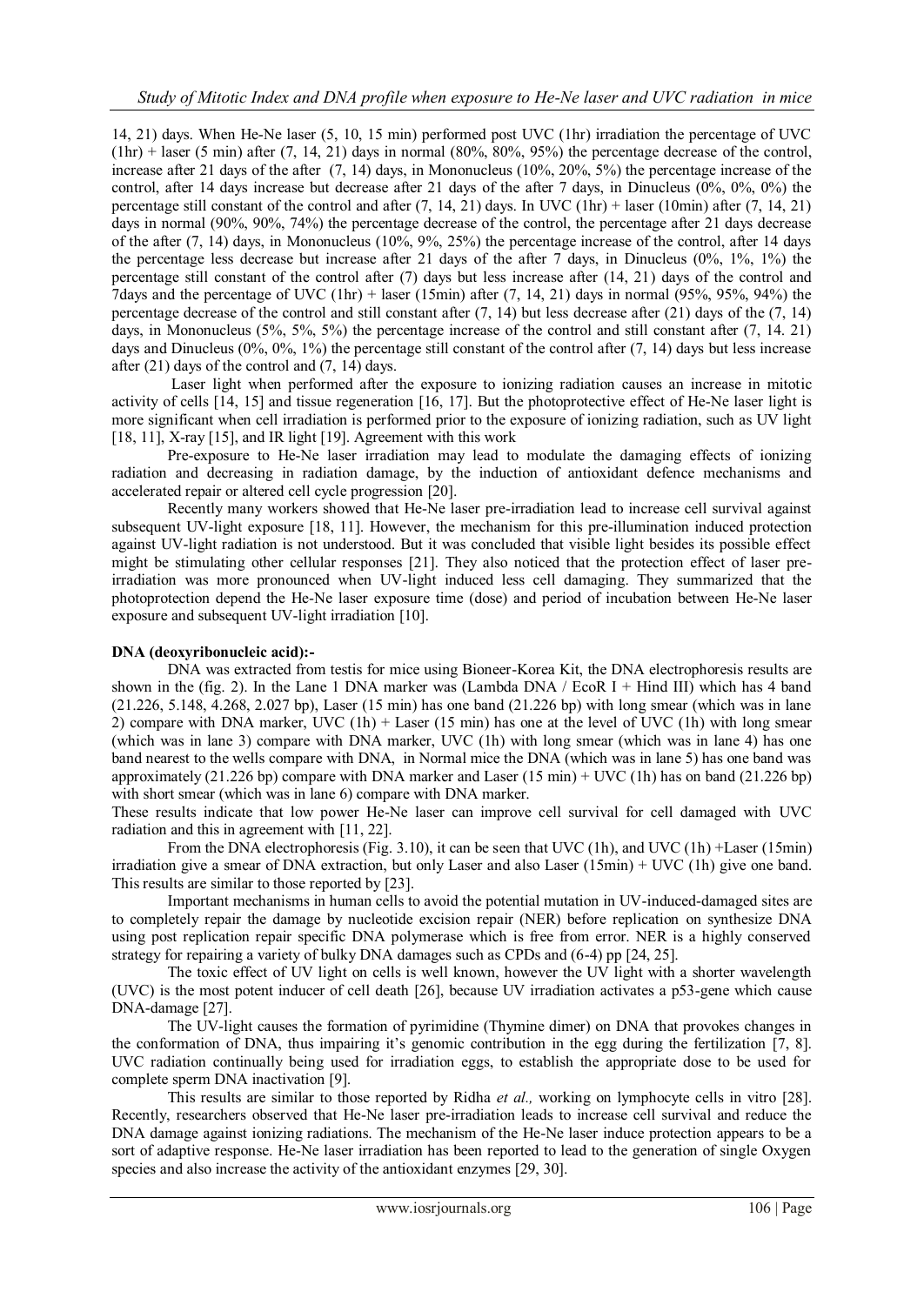14, 21) days. When He-Ne laser (5, 10, 15 min) performed post UVC (1hr) irradiation the percentage of UVC (1hr) + laser (5 min) after (7, 14, 21) days in normal (80%, 80%, 95%) the percentage decrease of the control, increase after 21 days of the after (7, 14) days, in Mononucleus (10%, 20%, 5%) the percentage increase of the control, after 14 days increase but decrease after 21 days of the after 7 days, in Dinucleus (0%, 0%, 0%) the percentage still constant of the control and after (7, 14, 21) days. In UVC (1hr) + laser (10min) after (7, 14, 21) days in normal (90%, 90%, 74%) the percentage decrease of the control, the percentage after 21 days decrease of the after (7, 14) days, in Mononucleus (10%, 9%, 25%) the percentage increase of the control, after 14 days the percentage less decrease but increase after 21 days of the after 7 days, in Dinucleus (0%, 1%, 1%) the percentage still constant of the control after (7) days but less increase after (14, 21) days of the control and 7days and the percentage of UVC (1hr) + laser (15min) after (7, 14, 21) days in normal (95%, 95%, 94%) the percentage decrease of the control and still constant after (7, 14) but less decrease after (21) days of the (7, 14) days, in Mononucleus (5%, 5%, 5%) the percentage increase of the control and still constant after (7, 14. 21) days and Dinucleus (0%, 0%, 1%) the percentage still constant of the control after (7, 14) days but less increase after (21) days of the control and (7, 14) days.

Laser light when performed after the exposure to ionizing radiation causes an increase in mitotic activity of cells [14, 15] and tissue regeneration [16, 17]. But the photoprotective effect of He-Ne laser light is more significant when cell irradiation is performed prior to the exposure of ionizing radiation, such as UV light [18, 11], X-ray [15], and IR light [19]. Agreement with this work

Pre-exposure to He-Ne laser irradiation may lead to modulate the damaging effects of ionizing radiation and decreasing in radiation damage, by the induction of antioxidant defence mechanisms and accelerated repair or altered cell cycle progression [20].

Recently many workers showed that He-Ne laser pre-irradiation lead to increase cell survival against subsequent UV-light exposure [18, 11]. However, the mechanism for this pre-illumination induced protection against UV-light radiation is not understood. But it was concluded that visible light besides its possible effect might be stimulating other cellular responses [21]. They also noticed that the protection effect of laser pre-irradiation was more pronounced when UV-light induced less cell damaging. They summarized that the photoprotection depend the He-Ne laser exposure time (dose) and period of incubation between He-Ne laser exposure and subsequent UV-light irradiation [10].

**DNA (deoxyribonucleic acid):-**

DNA was extracted from testis for mice using Bioneer-Korea Kit, the DNA electrophoresis results are shown in the (fig. 2). In the Lane 1 DNA marker was (Lambda DNA / EcoR I + Hind III) which has 4 band (21.226, 5.148, 4.268, 2.027 bp), Laser (15 min) has one band (21.226 bp) with long smear (which was in lane 2) compare with DNA marker, UVC (1h) + Laser (15 min) has one at the level of UVC (1h) with long smear (which was in lane 3) compare with DNA marker, UVC (1h) with long smear (which was in lane 4) has one band nearest to the wells compare with DNA, in Normal mice the DNA (which was in lane 5) has one band was approximately (21.226 bp) compare with DNA marker and Laser (15 min) + UVC (1h) has on band (21.226 bp) with short smear (which was in lane 6) compare with DNA marker.

These results indicate that low power He-Ne laser can improve cell survival for cell damaged with UVC radiation and this in agreement with [11, 22].

From the DNA electrophoresis (Fig. 3.10), it can be seen that UVC (1h), and UVC (1h) +Laser (15min) irradiation give a smear of DNA extraction, but only Laser and also Laser (15min) + UVC (1h) give one band. This results are similar to those reported by [23].

Important mechanisms in human cells to avoid the potential mutation in UV-induced-damaged sites are to completely repair the damage by nucleotide excision repair (NER) before replication on synthesize DNA using post replication repair specific DNA polymerase which is free from error. NER is a highly conserved strategy for repairing a variety of bulky DNA damages such as CPDs and (6-4) pp [24, 25].

The toxic effect of UV light on cells is well known, however the UV light with a shorter wavelength (UVC) is the most potent inducer of cell death [26], because UV irradiation activates a p53-gene which cause DNA-damage [27].

The UV-light causes the formation of pyrimidine (Thymine dimer) on DNA that provokes changes in the conformation of DNA, thus impairing it's genomic contribution in the egg during the fertilization [7, 8]. UVC radiation continually being used for irradiation eggs, to establish the appropriate dose to be used for complete sperm DNA inactivation [9].

This results are similar to those reported by Ridha *et al.,* working on lymphocyte cells in vitro [28]. Recently, researchers observed that He-Ne laser pre-irradiation leads to increase cell survival and reduce the DNA damage against ionizing radiations. The mechanism of the He-Ne laser induce protection appears to be a sort of adaptive response. He-Ne laser irradiation has been reported to lead to the generation of single Oxygen species and also increase the activity of the antioxidant enzymes [29, 30].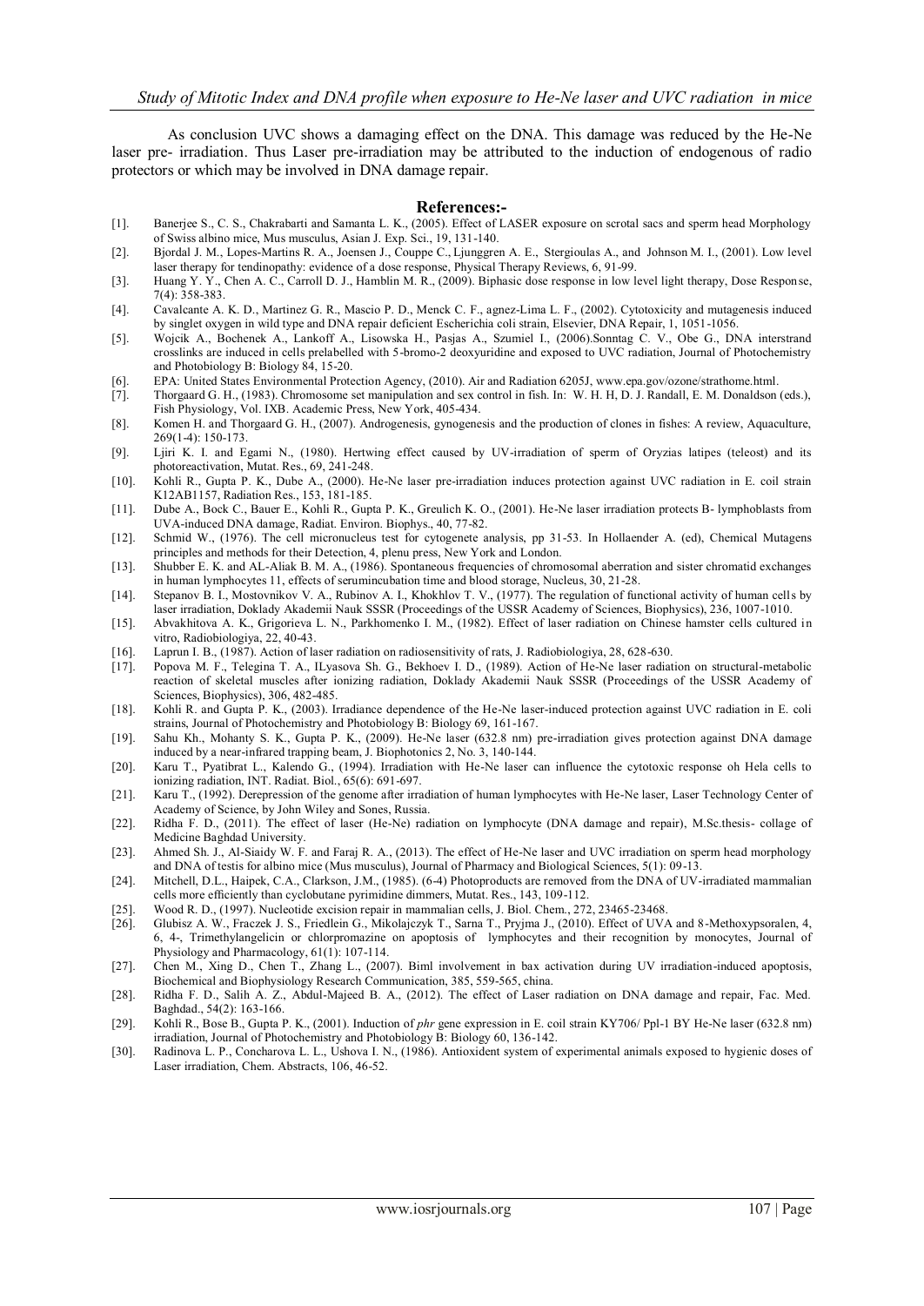As conclusion UVC shows a damaging effect on the DNA. This damage was reduced by the He-Ne laser pre- irradiation. Thus Laser pre-irradiation may be attributed to the induction of endogenous of radio protectors or which may be involved in DNA damage repair.

## References:-

[1]. Banerjee S., C. S., Chakrabarti and Samanta L. K., (2005). Effect of LASER exposure on scrotal sacs and sperm head Morphology of Swiss albino mice, Mus musculus, Asian J. Exp. Sci., 19, 131-140.

[2]. Bjordal J. M., Lopes-Martins R. A., Joensen J., Couppe C., Ljunggren A. E., Stergioulas A., and Johnson M. I., (2001). Low level laser therapy for tendinopathy: evidence of a dose response, Physical Therapy Reviews, 6, 91-99.

[3]. Huang Y. Y., Chen A. C., Carroll D. J., Hamblin M. R., (2009). Biphasic dose response in low level light therapy, Dose Response, 7(4): 358-383.

[4]. Cavalcante A. K. D., Martinez G. R., Mascio P. D., Menck C. F., agnez-Lima L. F., (2002). Cytotoxicity and mutagenesis induced by singlet oxygen in wild type and DNA repair deficient Escherichia coli strain, Elsevier, DNA Repair, 1, 1051-1056.

[5]. Wojcik A., Bochenek A., Lankoff A., Lisowska H., Pasjas A., Szumiel I., (2006).Sonntag C. V., Obe G., DNA interstrand crosslinks are induced in cells prelabelled with 5-bromo-2 deoxyuridine and exposed to UVC radiation, Journal of Photochemistry and Photobiology B: Biology 84, 15-20.

[6]. EPA: United States Environmental Protection Agency, (2010). Air and Radiation 6205J, www.epa.gov/ozone/strathome.html.

[7]. Thorgaard G. H., (1983). Chromosome set manipulation and sex control in fish. In: W. H. H, D. J. Randall, E. M. Donaldson (eds.), Fish Physiology, Vol. IXB. Academic Press, New York, 405-434.

[8]. Komen H. and Thorgaard G. H., (2007). Androgenesis, gynogenesis and the production of clones in fishes: A review, Aquaculture, 269(1-4): 150-173.

[9]. Ljiri K. I. and Egami N., (1980). Hertwing effect caused by UV-irradiation of sperm of Oryzias latipes (teleost) and its photoreactivation, Mutat. Res., 69, 241-248.

[10]. Kohli R., Gupta P. K., Dube A., (2000). He-Ne laser pre-irradiation induces protection against UVC radiation in E. coil strain K12AB1157, Radiation Res., 153, 181-185.

[11]. Dube A., Bock C., Bauer E., Kohli R., Gupta P. K., Greulich K. O., (2001). He-Ne laser irradiation protects B- lymphoblasts from UVA-induced DNA damage, Radiat. Environ. Biophys., 40, 77-82.

[12]. Schmid W., (1976). The cell micronucleus test for cytogenete analysis, pp 31-53. In Hollaender A. (ed), Chemical Mutagens principles and methods for their Detection, 4, plenu press, New York and London.

[13]. Shubber E. K. and AL-Aliak B. M. A., (1986). Spontaneous frequencies of chromosomal aberration and sister chromatid exchanges in human lymphocytes 11, effects of serumincubation time and blood storage, Nucleus, 30, 21-28.

[14]. Stepanov B. I., Mostovnikov V. A., Rubinov A. I., Khokhlov T. V., (1977). The regulation of functional activity of human cells by laser irradiation, Doklady Akademii Nauk SSSR (Proceedings of the USSR Academy of Sciences, Biophysics), 236, 1007-1010.

[15]. Abvakhitova A. K., Grigorieva L. N., Parkhomenko I. M., (1982). Effect of laser radiation on Chinese hamster cells cultured in vitro, Radiobiologiya, 22, 40-43.

[16]. Laprun I. B., (1987). Action of laser radiation on radiosensitivity of rats, J. Radiobiologiya, 28, 628-630.

[17]. Popova M. F., Telegina T. A., ILyasova Sh. G., Bekhoev I. D., (1989). Action of He-Ne laser radiation on structural-metabolic reaction of skeletal muscles after ionizing radiation, Doklady Akademii Nauk SSSR (Proceedings of the USSR Academy of Sciences, Biophysics), 306, 482-485.

[18]. Kohli R. and Gupta P. K., (2003). Irradiance dependence of the He-Ne laser-induced protection against UVC radiation in E. coli strains, Journal of Photochemistry and Photobiology B: Biology 69, 161-167.

[19]. Sahu Kh., Mohanty S. K., Gupta P. K., (2009). He-Ne laser (632.8 nm) pre-irradiation gives protection against DNA damage induced by a near-infrared trapping beam, J. Biophotonics 2, No. 3, 140-144.

[20]. Karu T., Pyatibrat L., Kalendo G., (1994). Irradiation with He-Ne laser can influence the cytotoxic response oh Hela cells to ionizing radiation, INT. Radiat. Biol., 65(6): 691-697.

[21]. Karu T., (1992). Derepression of the genome after irradiation of human lymphocytes with He-Ne laser, Laser Technology Center of Academy of Science, by John Wiley and Sones, Russia.

[22]. Ridha F. D., (2011). The effect of laser (He-Ne) radiation on lymphocyte (DNA damage and repair), M.Sc.thesis- collage of Medicine Baghdad University.

[23]. Ahmed Sh. J., Al-Siaidy W. F. and Faraj R. A., (2013). The effect of He-Ne laser and UVC irradiation on sperm head morphology and DNA of testis for albino mice (Mus musculus), Journal of Pharmacy and Biological Sciences, 5(1): 09-13.

[24]. Mitchell, D.L., Haipek, C.A., Clarkson, J.M., (1985). (6-4) Photoproducts are removed from the DNA of UV-irradiated mammalian cells more efficiently than cyclobutane pyrimidine dimmers, Mutat. Res., 143, 109-112.

[25]. Wood R. D., (1997). Nucleotide excision repair in mammalian cells, J. Biol. Chem., 272, 23465-23468.

[26]. Glubisz A. W., Fraczek J. S., Friedlein G., Mikolajczyk T., Sarna T., Pryjma J., (2010). Effect of UVA and 8-Methoxypsoralen, 4, 6, 4-, Trimethylangelicin or chlorpromazine on apoptosis of lymphocytes and their recognition by monocytes, Journal of Physiology and Pharmacology, 61(1): 107-114.

[27]. Chen M., Xing D., Chen T., Zhang L., (2007). Biml involvement in bax activation during UV irradiation-induced apoptosis, Biochemical and Biophysiology Research Communication, 385, 559-565, china.

[28]. Ridha F. D., Salih A. Z., Abdul-Majeed B. A., (2012). The effect of Laser radiation on DNA damage and repair, Fac. Med. Baghdad., 54(2): 163-166.

[29]. Kohli R., Bose B., Gupta P. K., (2001). Induction of *phr* gene expression in E. coil strain KY706/ Ppl-1 BY He-Ne laser (632.8 nm) irradiation, Journal of Photochemistry and Photobiology B: Biology 60, 136-142.

[30]. Radinova L. P., Concharova L. L., Ushova I. N., (1986). Antioxident system of experimental animals exposed to hygienic doses of Laser irradiation, Chem. Abstracts, 106, 46-52.